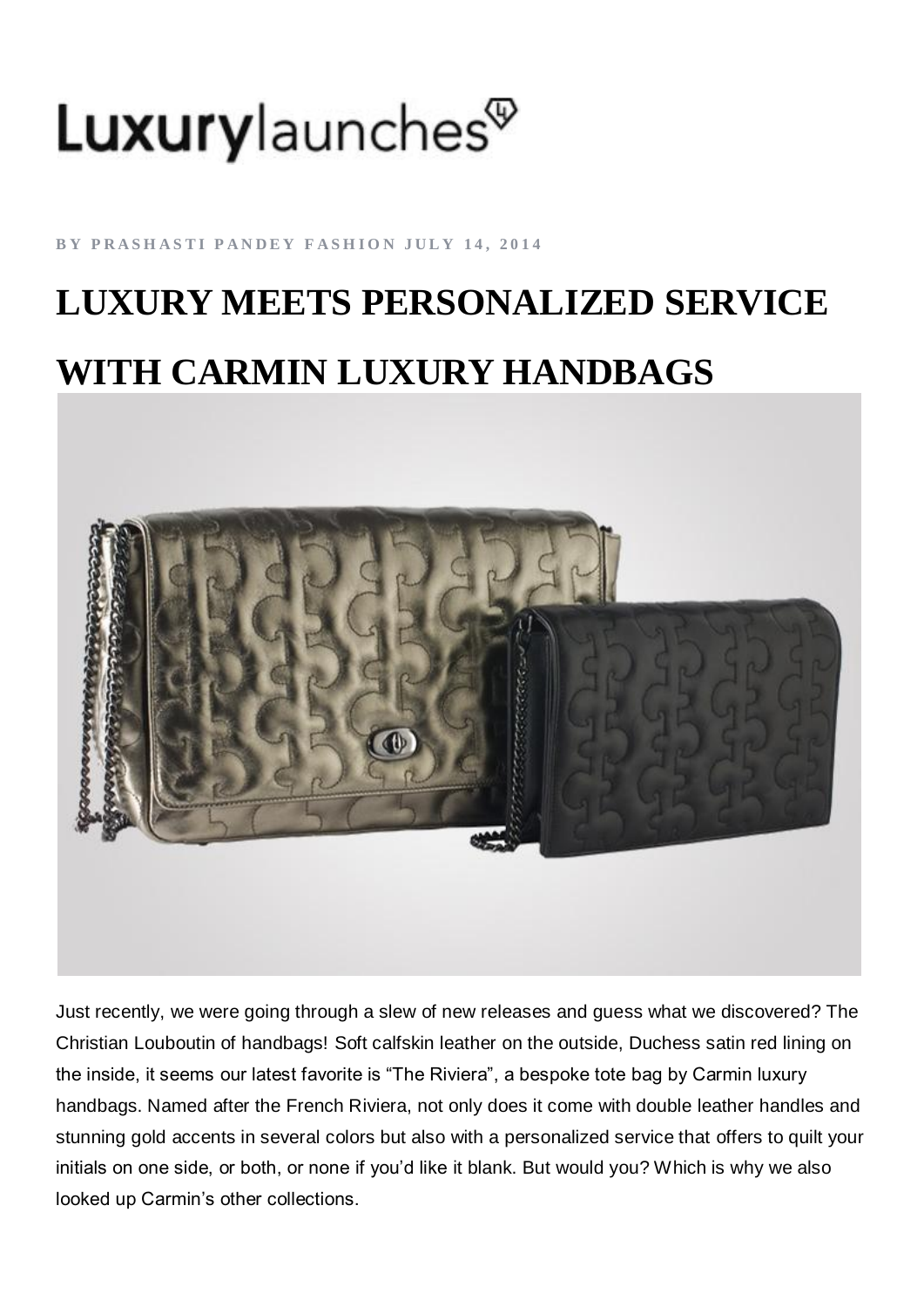Luxurylaunches

BY PRASHASTI PANDEY FASHION JULY 14, 2014

# LUXURY MEETS PERSONALIZED SERVICE WITH CARMIN LUXURY HANDBAGS

Just recently, we were going through a slew of new releases and guess what we discovered? The Christian Louboutin of handbags! Soft calfskin leather on the outside, Duchess satin red lining on the inside, it seems our latest favorite is "The Riviera", a bespoke tote bag by Carmin luxury handbags. Named after the French Riviera, not only does it come with double leather handles and stunning gold accents in several colors but also with a personalized service that offers to quilt your initials on one side, or both, or none if you'd like it blank. But would you? Which is why we also looked up Carmin's other collections.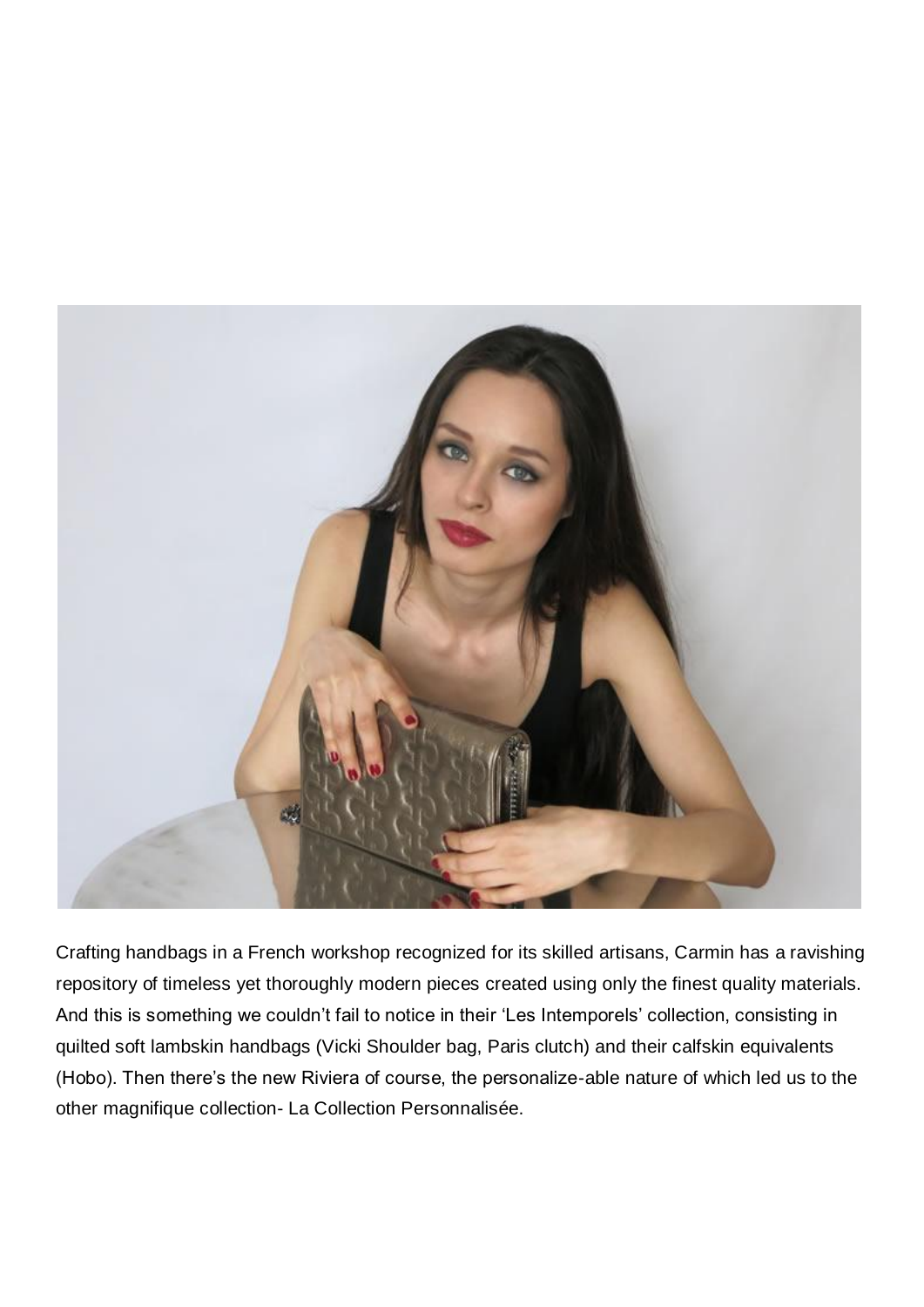Crafting handbags in a French workshop recognized for its skilled artisans, Carmin has a ravishing repository of timeless yet thoroughly modern pieces created using only the finest quality materials. And this is something we couldn't fail to notice in their 'Les Intemporels' collection, consisting in quilted soft lambskin handbags (Vicki Shoulder bag, Paris clutch) and their calfskin equivalents (Hobo). Then there's the new Riviera of course, the personalize-able nature of which led us to the other magnifique collection- La Collection Personnalisée.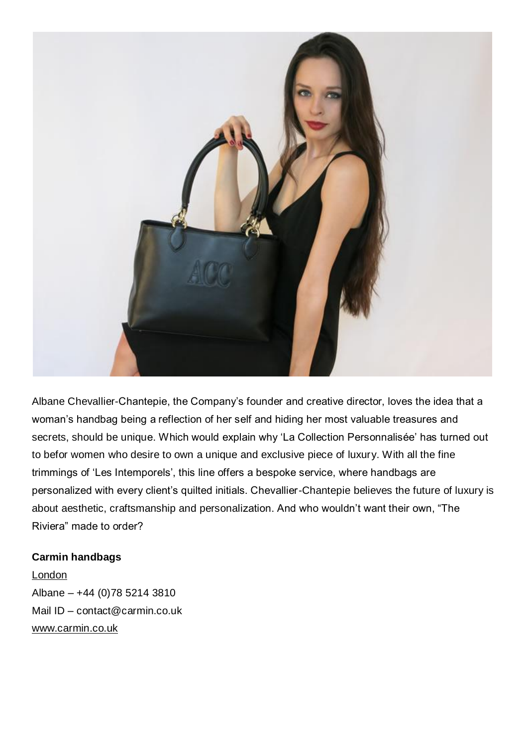Albane Chevallier-Chantepie, the Company's founder and creative director, loves the idea that a woman's handbag being a reflection of her self and hiding her most valuable treasures and secrets, should be unique. Which would explain why 'La Collection Personnalisée' has turned out to befor women who desire to own a unique and exclusive piece of luxury. With all the fine trimmings of 'Les Intemporels', this line offers a bespoke service, where handbags are personalized with every client's quilted initials. Chevallier-Chantepie believes the future of luxury is about aesthetic, craftsmanship and personalization. And who wouldn't want their own, "The Riviera" made to order?

**Carmin handbags**

London
Albane – +44 (0)78 5214 3810
Mail ID – contact@carmin.co.uk
www.carmin.co.uk